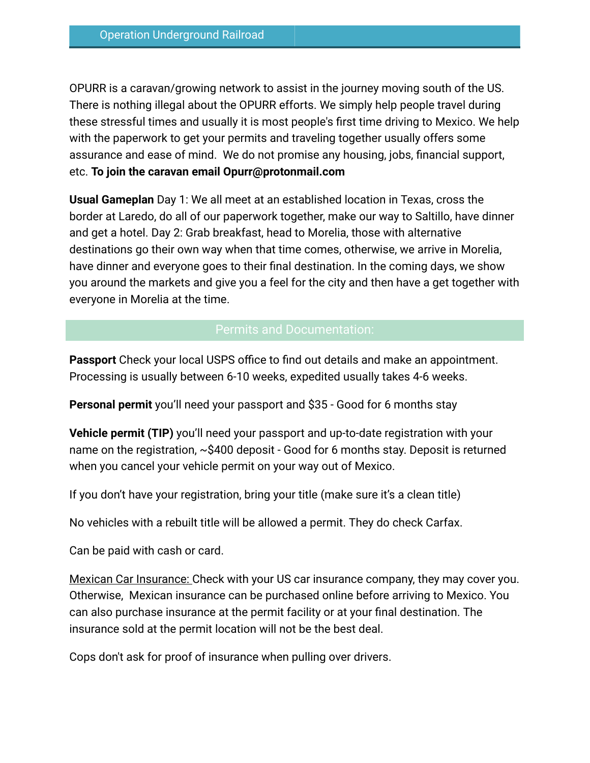# Operation Underground Railroad

OPURR is a caravan/growing network to assist in the journey moving south of the US. There is nothing illegal about the OPURR efforts. We simply help people travel during these stressful times and usually it is most people's first time driving to Mexico. We help with the paperwork to get your permits and traveling together usually offers some assurance and ease of mind. We do not promise any housing, jobs, financial support, etc. **To join the caravan email Opurr@protonmail.com**

**Usual Gameplan** Day 1: We all meet at an established location in Texas, cross the border at Laredo, do all of our paperwork together, make our way to Saltillo, have dinner and get a hotel. Day 2: Grab breakfast, head to Morelia, those with alternative destinations go their own way when that time comes, otherwise, we arrive in Morelia, have dinner and everyone goes to their final destination. In the coming days, we show you around the markets and give you a feel for the city and then have a get together with everyone in Morelia at the time.

## Permits and Documentation:

**Passport** Check your local USPS office to find out details and make an appointment. Processing is usually between 6-10 weeks, expedited usually takes 4-6 weeks.

**Personal permit** you'll need your passport and $35 - Good for 6 months stay

**Vehicle permit (TIP)** you'll need your passport and up-to-date registration with your name on the registration, ~$400 deposit - Good for 6 months stay. Deposit is returned when you cancel your vehicle permit on your way out of Mexico.

If you don't have your registration, bring your title (make sure it's a clean title)

No vehicles with a rebuilt title will be allowed a permit. They do check Carfax.

Can be paid with cash or card.

<u>Mexican Car Insurance:</u> Check with your US car insurance company, they may cover you. Otherwise, Mexican insurance can be purchased online before arriving to Mexico. You can also purchase insurance at the permit facility or at your final destination. The insurance sold at the permit location will not be the best deal.

Cops don't ask for proof of insurance when pulling over drivers.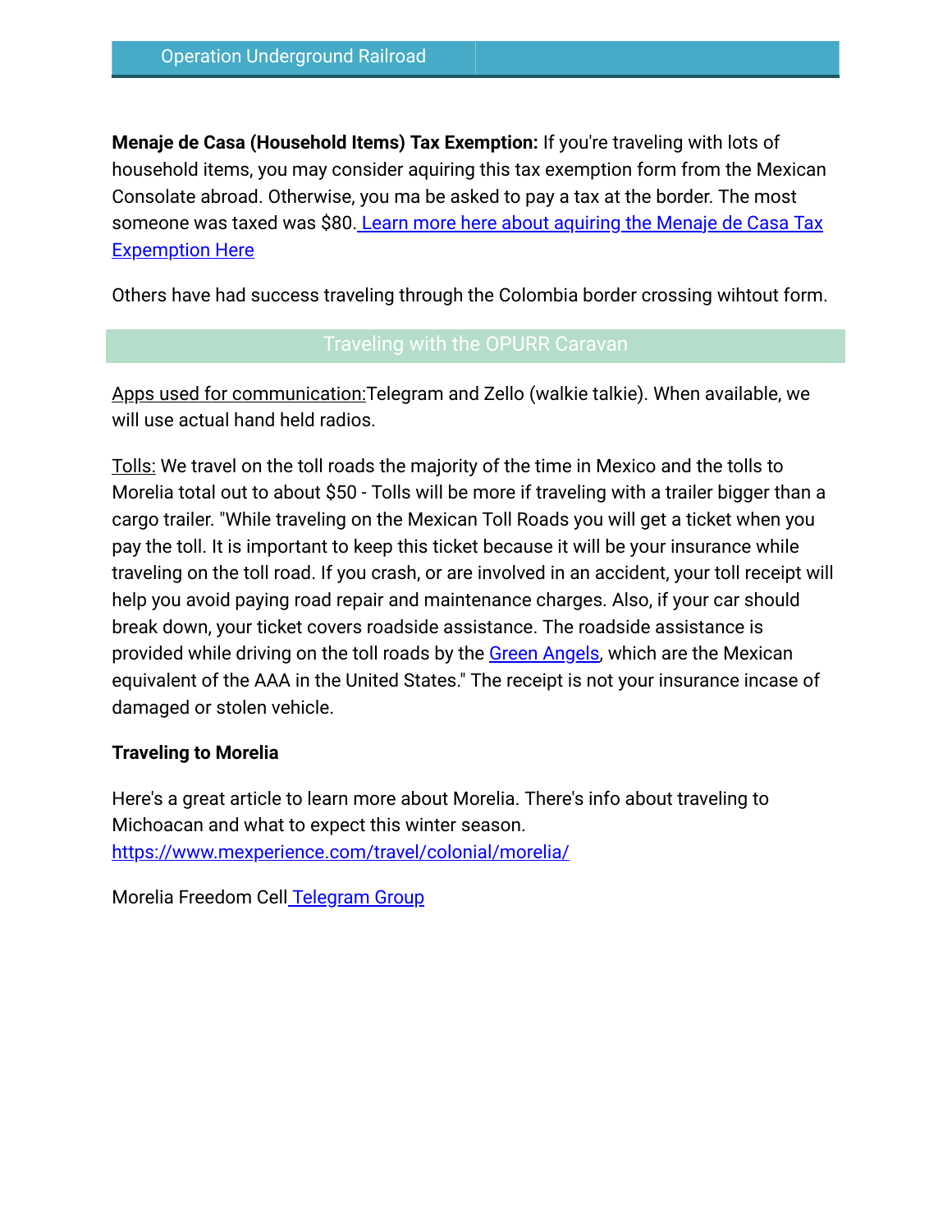**Menaje de Casa (Household Items) Tax Exemption:** If you're traveling with lots of household items, you may consider aquiring this tax exemption form from the Mexican Consolate abroad. Otherwise, you ma be asked to pay a tax at the border. The most someone was taxed was $80. Learn more here about aquiring the Menaje de Casa Tax Expemption Here

Others have had success traveling through the Colombia border crossing wihtout form.

## Traveling with the OPURR Caravan

Apps used for communication: Telegram and Zello (walkie talkie). When available, we will use actual hand held radios.

Tolls: We travel on the toll roads the majority of the time in Mexico and the tolls to Morelia total out to about $50 - Tolls will be more if traveling with a trailer bigger than a cargo trailer. "While traveling on the Mexican Toll Roads you will get a ticket when you pay the toll. It is important to keep this ticket because it will be your insurance while traveling on the toll road. If you crash, or are involved in an accident, your toll receipt will help you avoid paying road repair and maintenance charges. Also, if your car should break down, your ticket covers roadside assistance. The roadside assistance is provided while driving on the toll roads by the Green Angels, which are the Mexican equivalent of the AAA in the United States." The receipt is not your insurance incase of damaged or stolen vehicle.

**Traveling to Morelia**

Here's a great article to learn more about Morelia. There's info about traveling to Michoacan and what to expect this winter season.
https://www.mexperience.com/travel/colonial/morelia/

Morelia Freedom Cell Telegram Group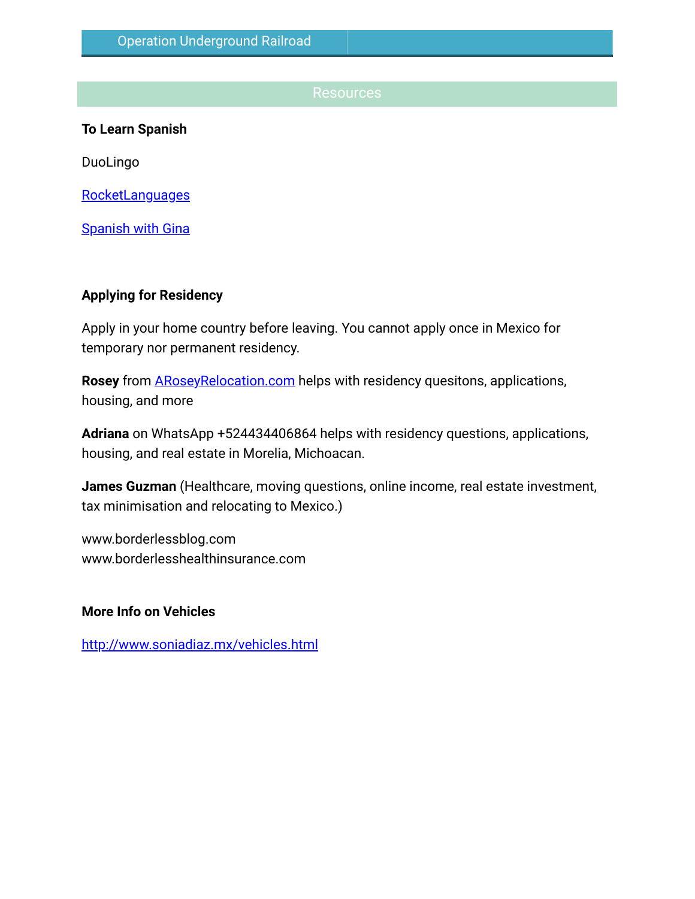## Resources

**To Learn Spanish**

DuoLingo

[RocketLanguages]()

[Spanish with Gina]()

**Applying for Residency**

Apply in your home country before leaving. You cannot apply once in Mexico for temporary nor permanent residency.

**Rosey** from [ARoseyRelocation.com]() helps with residency quesitons, applications, housing, and more

**Adriana** on WhatsApp +524434406864 helps with residency questions, applications, housing, and real estate in Morelia, Michoacan.

**James Guzman** (Healthcare, moving questions, online income, real estate investment, tax minimisation and relocating to Mexico.)

www.borderlessblog.com
www.borderlesshealthinsurance.com

**More Info on Vehicles**

[http://www.soniadiaz.mx/vehicles.html](http://www.soniadiaz.mx/vehicles.html)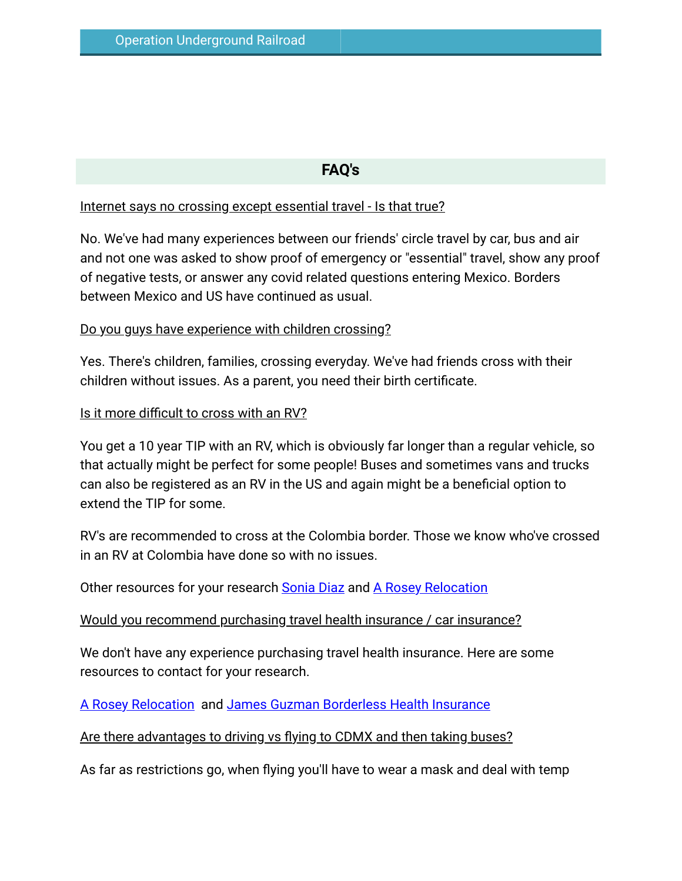## FAQ's

**Internet says no crossing except essential travel - Is that true?**

No. We've had many experiences between our friends' circle travel by car, bus and air and not one was asked to show proof of emergency or "essential" travel, show any proof of negative tests, or answer any covid related questions entering Mexico. Borders between Mexico and US have continued as usual.

**Do you guys have experience with children crossing?**

Yes. There's children, families, crossing everyday. We've had friends cross with their children without issues. As a parent, you need their birth certificate.

**Is it more difficult to cross with an RV?**

You get a 10 year TIP with an RV, which is obviously far longer than a regular vehicle, so that actually might be perfect for some people! Buses and sometimes vans and trucks can also be registered as an RV in the US and again might be a beneficial option to extend the TIP for some.

RV's are recommended to cross at the Colombia border. Those we know who've crossed in an RV at Colombia have done so with no issues.

Other resources for your research Sonia Diaz and A Rosey Relocation

**Would you recommend purchasing travel health insurance / car insurance?**

We don't have any experience purchasing travel health insurance. Here are some resources to contact for your research.

A Rosey Relocation and James Guzman Borderless Health Insurance

**Are there advantages to driving vs flying to CDMX and then taking buses?**

As far as restrictions go, when flying you'll have to wear a mask and deal with temp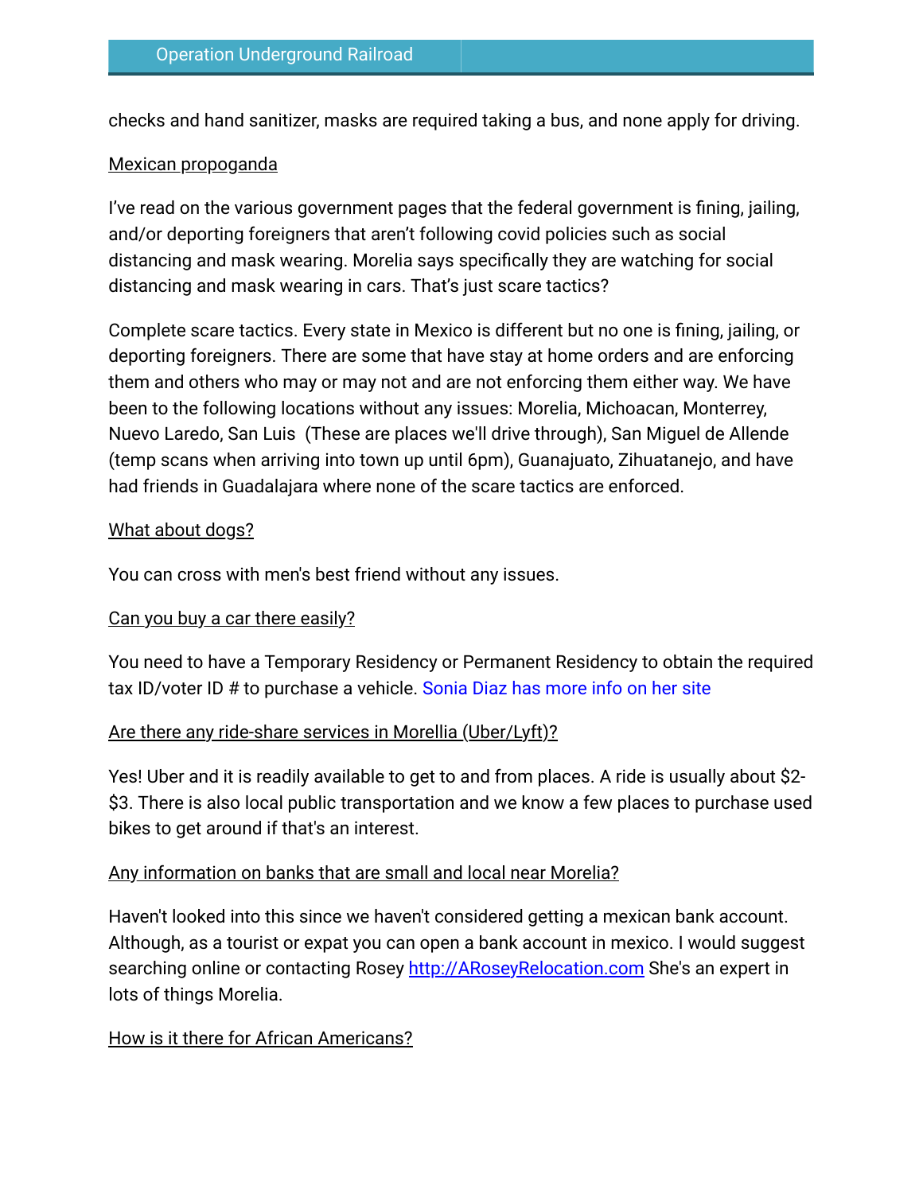checks and hand sanitizer, masks are required taking a bus, and none apply for driving.

Mexican propoganda

I've read on the various government pages that the federal government is fining, jailing, and/or deporting foreigners that aren't following covid policies such as social distancing and mask wearing. Morelia says specifically they are watching for social distancing and mask wearing in cars. That's just scare tactics?

Complete scare tactics. Every state in Mexico is different but no one is fining, jailing, or deporting foreigners. There are some that have stay at home orders and are enforcing them and others who may or may not and are not enforcing them either way. We have been to the following locations without any issues: Morelia, Michoacan, Monterrey, Nuevo Laredo, San Luis (These are places we'll drive through), San Miguel de Allende (temp scans when arriving into town up until 6pm), Guanajuato, Zihuatanejo, and have had friends in Guadalajara where none of the scare tactics are enforced.

What about dogs?

You can cross with men's best friend without any issues.

Can you buy a car there easily?

You need to have a Temporary Residency or Permanent Residency to obtain the required tax ID/voter ID # to purchase a vehicle. Sonia Diaz has more info on her site

Are there any ride-share services in Morellia (Uber/Lyft)?

Yes! Uber and it is readily available to get to and from places. A ride is usually about $2-$3. There is also local public transportation and we know a few places to purchase used bikes to get around if that's an interest.

Any information on banks that are small and local near Morelia?

Haven't looked into this since we haven't considered getting a mexican bank account. Although, as a tourist or expat you can open a bank account in mexico. I would suggest searching online or contacting Rosey http://ARoseyRelocation.com She's an expert in lots of things Morelia.

How is it there for African Americans?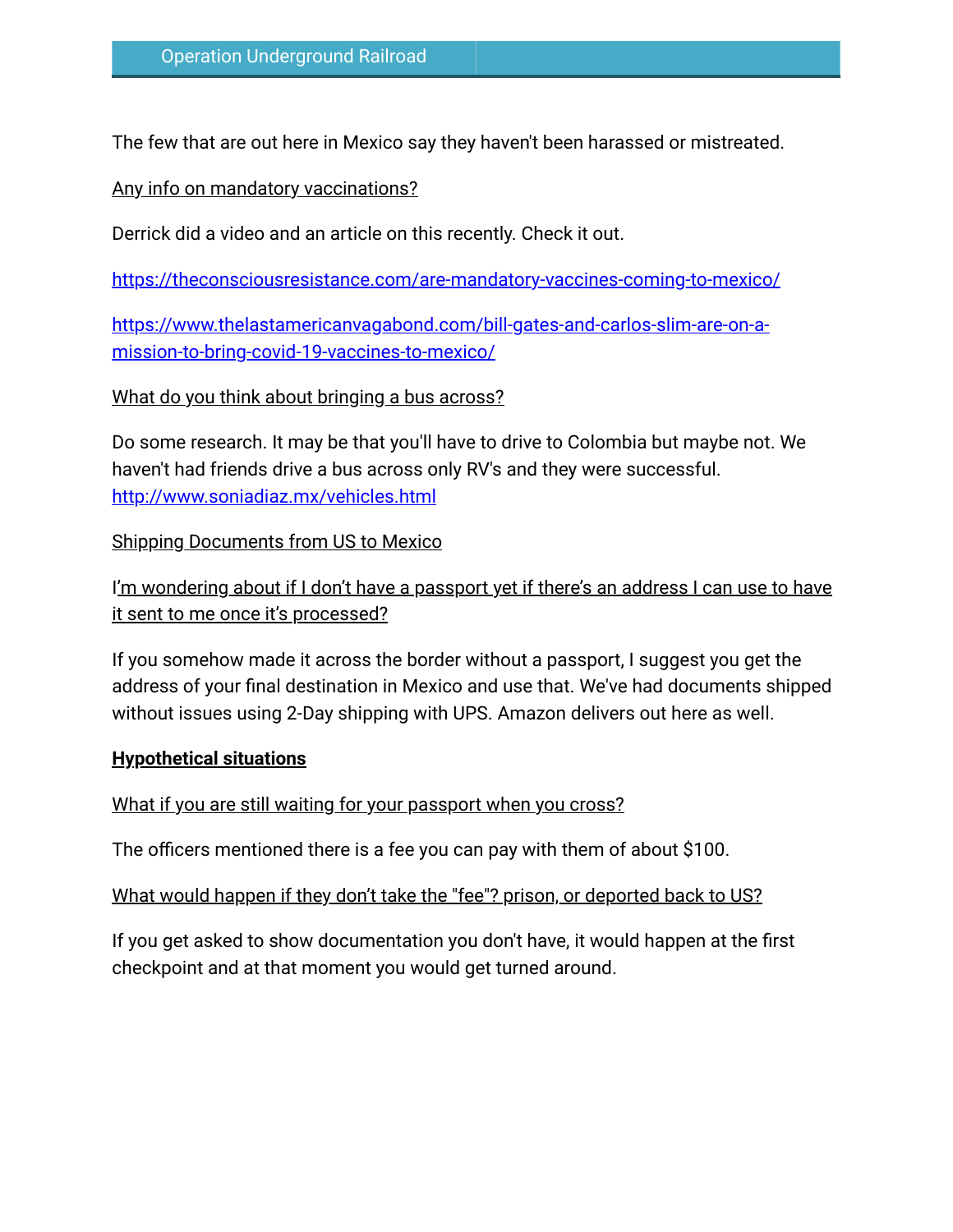The few that are out here in Mexico say they haven't been harassed or mistreated.

Any info on mandatory vaccinations?

Derrick did a video and an article on this recently. Check it out.

https://theconsciousresistance.com/are-mandatory-vaccines-coming-to-mexico/

https://www.thelastamericanvagabond.com/bill-gates-and-carlos-slim-are-on-a-mission-to-bring-covid-19-vaccines-to-mexico/

What do you think about bringing a bus across?

Do some research. It may be that you'll have to drive to Colombia but maybe not. We haven't had friends drive a bus across only RV's and they were successful.
http://www.soniadiaz.mx/vehicles.html

Shipping Documents from US to Mexico

I'm wondering about if I don't have a passport yet if there's an address I can use to have it sent to me once it's processed?

If you somehow made it across the border without a passport, I suggest you get the address of your final destination in Mexico and use that. We've had documents shipped without issues using 2-Day shipping with UPS. Amazon delivers out here as well.

**Hypothetical situations**

What if you are still waiting for your passport when you cross?

The officers mentioned there is a fee you can pay with them of about $100.

What would happen if they don't take the "fee"? prison, or deported back to US?

If you get asked to show documentation you don't have, it would happen at the first checkpoint and at that moment you would get turned around.